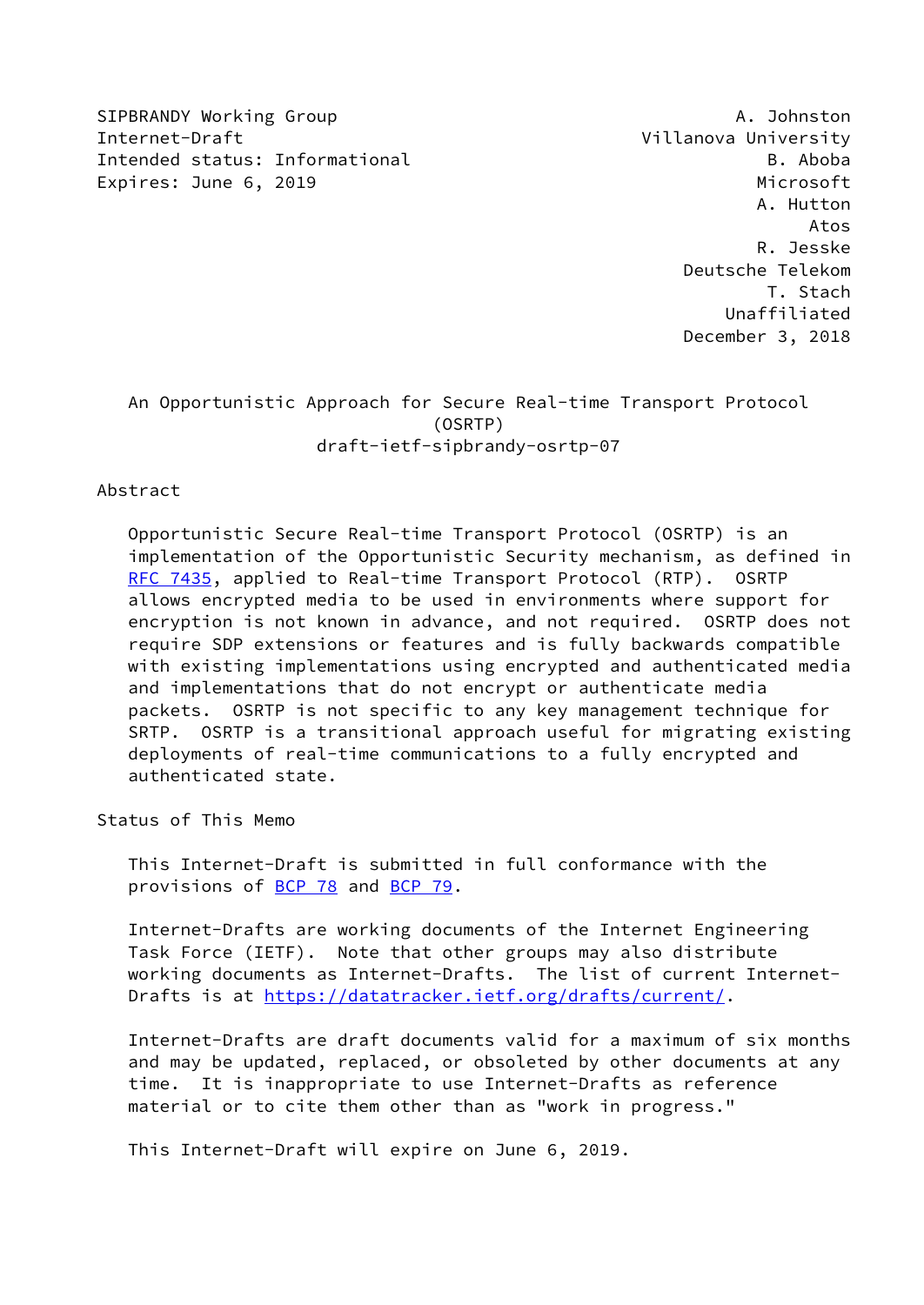SIPBRANDY Working Group — A. Johnston, Villanova University
Internet-Draft — B. Aboba, Microsoft
Intended status: Informational — A. Hutton, Atos
Expires: June 6, 2019 — R. Jesske, Deutsche Telekom
T. Stach, Unaffiliated
December 3, 2018

# An Opportunistic Approach for Secure Real-time Transport Protocol (OSRTP)

draft-ietf-sipbrandy-osrtp-07

## Abstract

Opportunistic Secure Real-time Transport Protocol (OSRTP) is an implementation of the Opportunistic Security mechanism, as defined in RFC 7435, applied to Real-time Transport Protocol (RTP). OSRTP allows encrypted media to be used in environments where support for encryption is not known in advance, and not required. OSRTP does not require SDP extensions or features and is fully backwards compatible with existing implementations using encrypted and authenticated media and implementations that do not encrypt or authenticate media packets. OSRTP is not specific to any key management technique for SRTP. OSRTP is a transitional approach useful for migrating existing deployments of real-time communications to a fully encrypted and authenticated state.

## Status of This Memo

This Internet-Draft is submitted in full conformance with the provisions of BCP 78 and BCP 79.

Internet-Drafts are working documents of the Internet Engineering Task Force (IETF). Note that other groups may also distribute working documents as Internet-Drafts. The list of current Internet-Drafts is at https://datatracker.ietf.org/drafts/current/.

Internet-Drafts are draft documents valid for a maximum of six months and may be updated, replaced, or obsoleted by other documents at any time. It is inappropriate to use Internet-Drafts as reference material or to cite them other than as "work in progress."

This Internet-Draft will expire on June 6, 2019.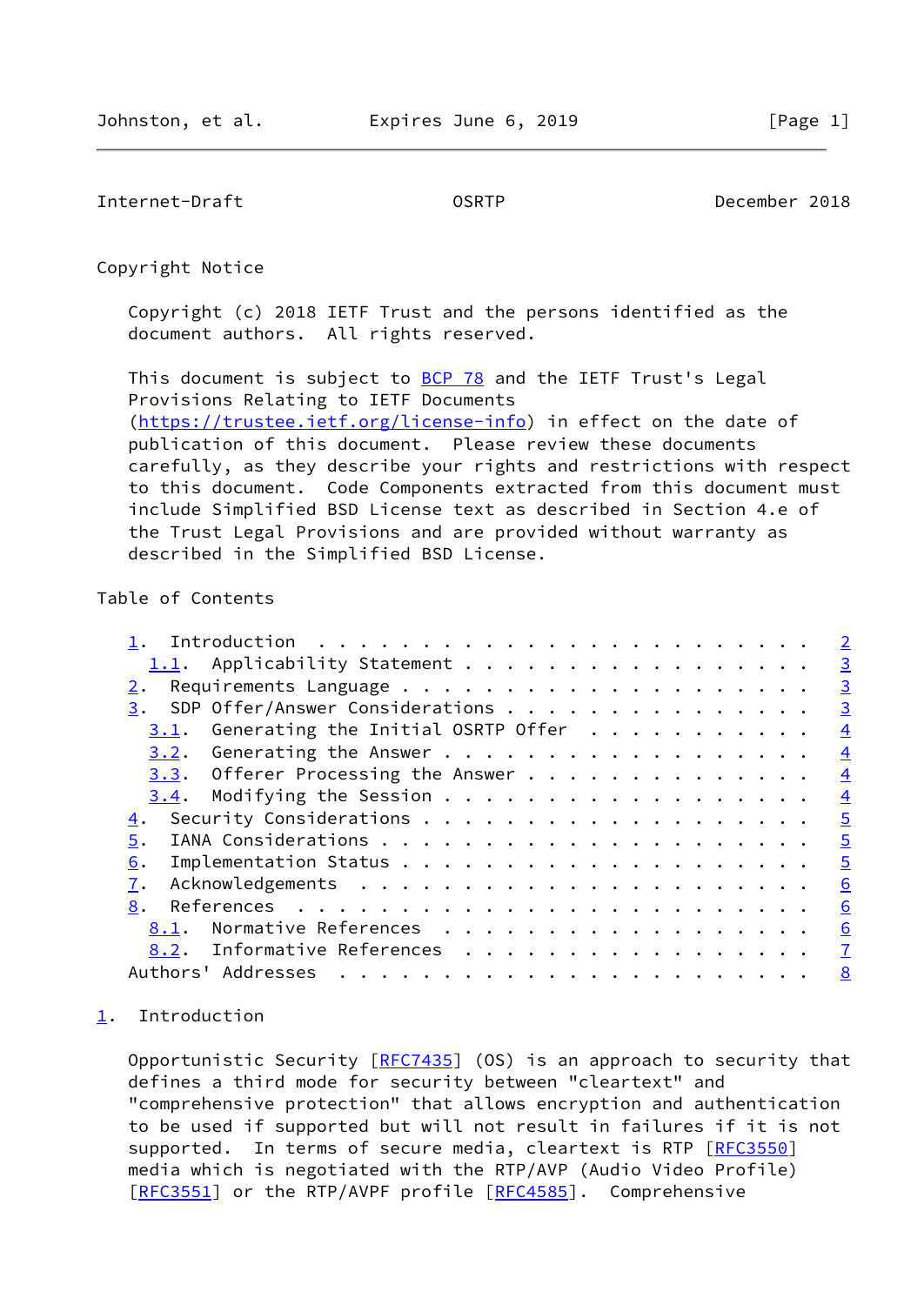## Copyright Notice

Copyright (c) 2018 IETF Trust and the persons identified as the document authors. All rights reserved.

This document is subject to BCP 78 and the IETF Trust's Legal Provisions Relating to IETF Documents (https://trustee.ietf.org/license-info) in effect on the date of publication of this document. Please review these documents carefully, as they describe your rights and restrictions with respect to this document. Code Components extracted from this document must include Simplified BSD License text as described in Section 4.e of the Trust Legal Provisions and are provided without warranty as described in the Simplified BSD License.

## Table of Contents

- 1. Introduction . . . . . . . . . . . . . . . . . . . . . . . . 2
  - 1.1. Applicability Statement . . . . . . . . . . . . . . . . . 3
- 2. Requirements Language . . . . . . . . . . . . . . . . . . . . 3
- 3. SDP Offer/Answer Considerations . . . . . . . . . . . . . . . 3
  - 3.1. Generating the Initial OSRTP Offer . . . . . . . . . . . 4
  - 3.2. Generating the Answer . . . . . . . . . . . . . . . . . . 4
  - 3.3. Offerer Processing the Answer . . . . . . . . . . . . . . 4
  - 3.4. Modifying the Session . . . . . . . . . . . . . . . . . . 4
- 4. Security Considerations . . . . . . . . . . . . . . . . . . . 5
- 5. IANA Considerations . . . . . . . . . . . . . . . . . . . . . 5
- 6. Implementation Status . . . . . . . . . . . . . . . . . . . . 5
- 7. Acknowledgements . . . . . . . . . . . . . . . . . . . . . . 6
- 8. References . . . . . . . . . . . . . . . . . . . . . . . . . 6
  - 8.1. Normative References . . . . . . . . . . . . . . . . . . 6
  - 8.2. Informative References . . . . . . . . . . . . . . . . . 7
- Authors' Addresses . . . . . . . . . . . . . . . . . . . . . . . 8

## 1. Introduction

Opportunistic Security [RFC7435] (OS) is an approach to security that defines a third mode for security between "cleartext" and "comprehensive protection" that allows encryption and authentication to be used if supported but will not result in failures if it is not supported. In terms of secure media, cleartext is RTP [RFC3550] media which is negotiated with the RTP/AVP (Audio Video Profile) [RFC3551] or the RTP/AVPF profile [RFC4585]. Comprehensive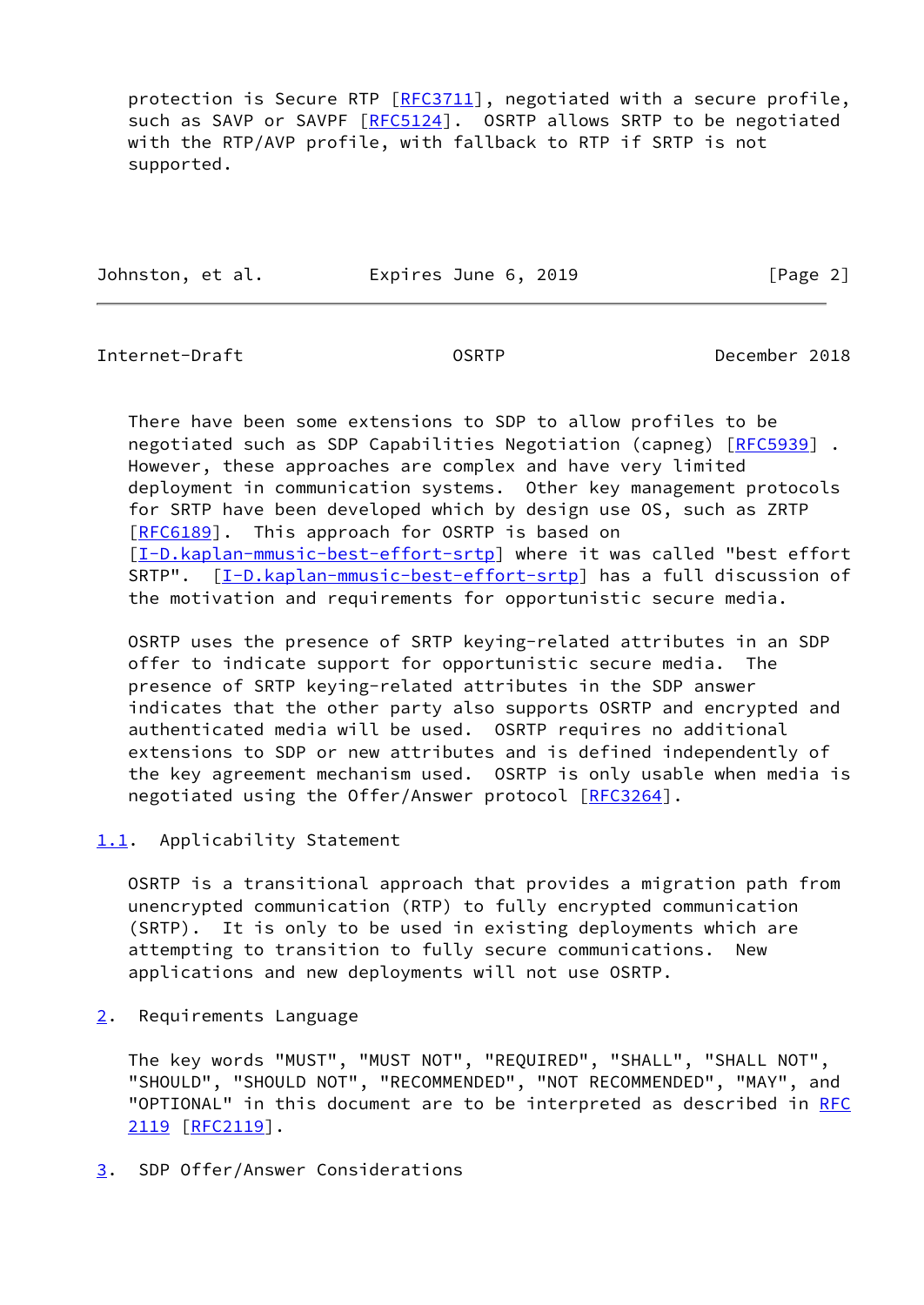protection is Secure RTP [RFC3711], negotiated with a secure profile, such as SAVP or SAVPF [RFC5124]. OSRTP allows SRTP to be negotiated with the RTP/AVP profile, with fallback to RTP if SRTP is not supported.

There have been some extensions to SDP to allow profiles to be negotiated such as SDP Capabilities Negotiation (capneg) [RFC5939] . However, these approaches are complex and have very limited deployment in communication systems. Other key management protocols for SRTP have been developed which by design use OS, such as ZRTP [RFC6189]. This approach for OSRTP is based on [I-D.kaplan-mmusic-best-effort-srtp] where it was called "best effort SRTP". [I-D.kaplan-mmusic-best-effort-srtp] has a full discussion of the motivation and requirements for opportunistic secure media.

OSRTP uses the presence of SRTP keying-related attributes in an SDP offer to indicate support for opportunistic secure media. The presence of SRTP keying-related attributes in the SDP answer indicates that the other party also supports OSRTP and encrypted and authenticated media will be used. OSRTP requires no additional extensions to SDP or new attributes and is defined independently of the key agreement mechanism used. OSRTP is only usable when media is negotiated using the Offer/Answer protocol [RFC3264].

### 1.1. Applicability Statement

OSRTP is a transitional approach that provides a migration path from unencrypted communication (RTP) to fully encrypted communication (SRTP). It is only to be used in existing deployments which are attempting to transition to fully secure communications. New applications and new deployments will not use OSRTP.

## 2. Requirements Language

The key words "MUST", "MUST NOT", "REQUIRED", "SHALL", "SHALL NOT", "SHOULD", "SHOULD NOT", "RECOMMENDED", "NOT RECOMMENDED", "MAY", and "OPTIONAL" in this document are to be interpreted as described in RFC 2119 [RFC2119].

## 3. SDP Offer/Answer Considerations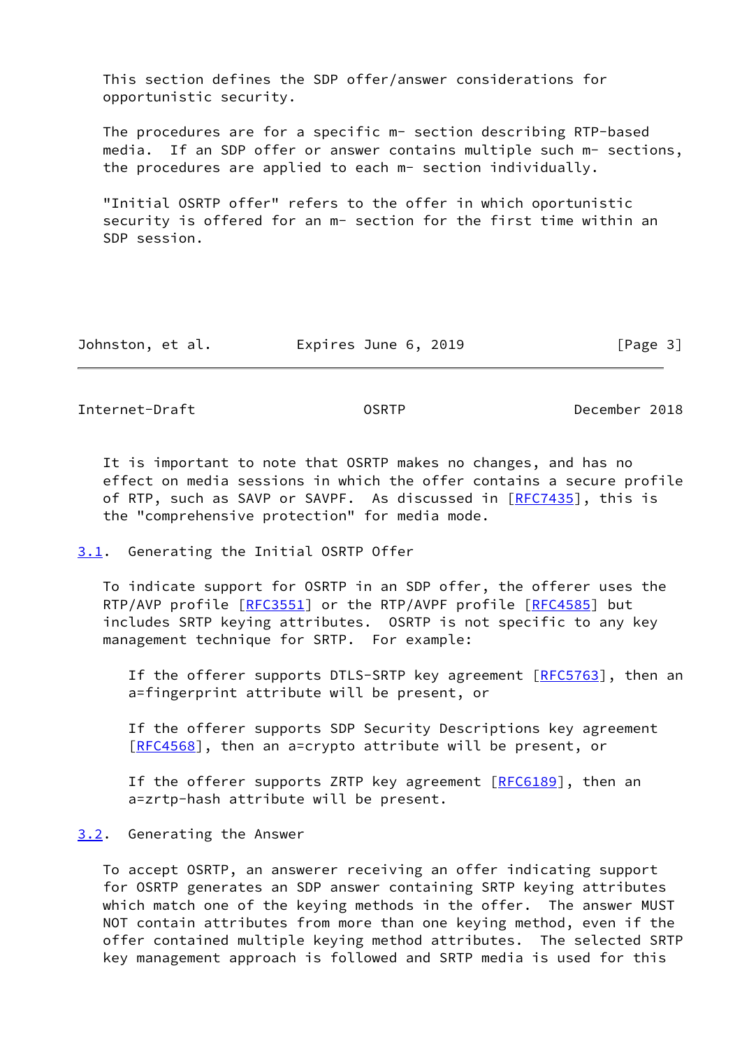This section defines the SDP offer/answer considerations for opportunistic security.

The procedures are for a specific m- section describing RTP-based media. If an SDP offer or answer contains multiple such m- sections, the procedures are applied to each m- section individually.

"Initial OSRTP offer" refers to the offer in which oportunistic security is offered for an m- section for the first time within an SDP session.

It is important to note that OSRTP makes no changes, and has no effect on media sessions in which the offer contains a secure profile of RTP, such as SAVP or SAVPF. As discussed in [RFC7435], this is the "comprehensive protection" for media mode.

## 3.1. Generating the Initial OSRTP Offer

To indicate support for OSRTP in an SDP offer, the offerer uses the RTP/AVP profile [RFC3551] or the RTP/AVPF profile [RFC4585] but includes SRTP keying attributes. OSRTP is not specific to any key management technique for SRTP. For example:

> If the offerer supports DTLS-SRTP key agreement [RFC5763], then an a=fingerprint attribute will be present, or
>
> If the offerer supports SDP Security Descriptions key agreement [RFC4568], then an a=crypto attribute will be present, or
>
> If the offerer supports ZRTP key agreement [RFC6189], then an a=zrtp-hash attribute will be present.

## 3.2. Generating the Answer

To accept OSRTP, an answerer receiving an offer indicating support for OSRTP generates an SDP answer containing SRTP keying attributes which match one of the keying methods in the offer. The answer MUST NOT contain attributes from more than one keying method, even if the offer contained multiple keying method attributes. The selected SRTP key management approach is followed and SRTP media is used for this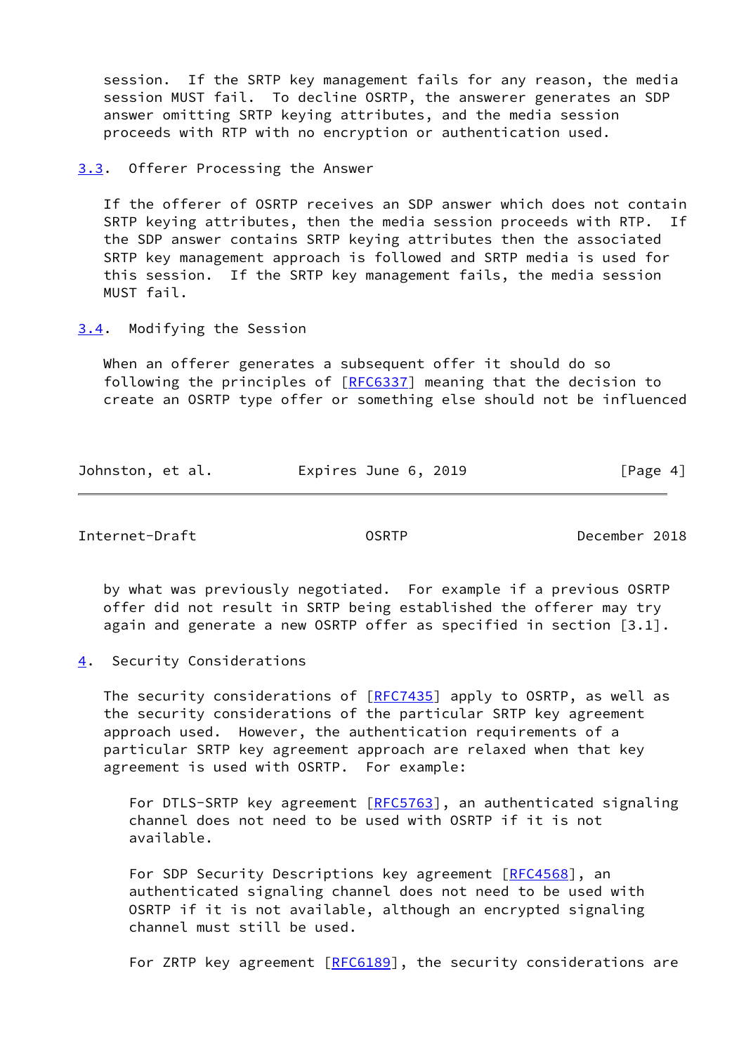session. If the SRTP key management fails for any reason, the media session MUST fail. To decline OSRTP, the answerer generates an SDP answer omitting SRTP keying attributes, and the media session proceeds with RTP with no encryption or authentication used.

### 3.3. Offerer Processing the Answer

If the offerer of OSRTP receives an SDP answer which does not contain SRTP keying attributes, then the media session proceeds with RTP. If the SDP answer contains SRTP keying attributes then the associated SRTP key management approach is followed and SRTP media is used for this session. If the SRTP key management fails, the media session MUST fail.

### 3.4. Modifying the Session

When an offerer generates a subsequent offer it should do so following the principles of [RFC6337] meaning that the decision to create an OSRTP type offer or something else should not be influenced by what was previously negotiated. For example if a previous OSRTP offer did not result in SRTP being established the offerer may try again and generate a new OSRTP offer as specified in section [3.1].

## 4. Security Considerations

The security considerations of [RFC7435] apply to OSRTP, as well as the security considerations of the particular SRTP key agreement approach used. However, the authentication requirements of a particular SRTP key agreement approach are relaxed when that key agreement is used with OSRTP. For example:

> For DTLS-SRTP key agreement [RFC5763], an authenticated signaling channel does not need to be used with OSRTP if it is not available.
>
> For SDP Security Descriptions key agreement [RFC4568], an authenticated signaling channel does not need to be used with OSRTP if it is not available, although an encrypted signaling channel must still be used.
>
> For ZRTP key agreement [RFC6189], the security considerations are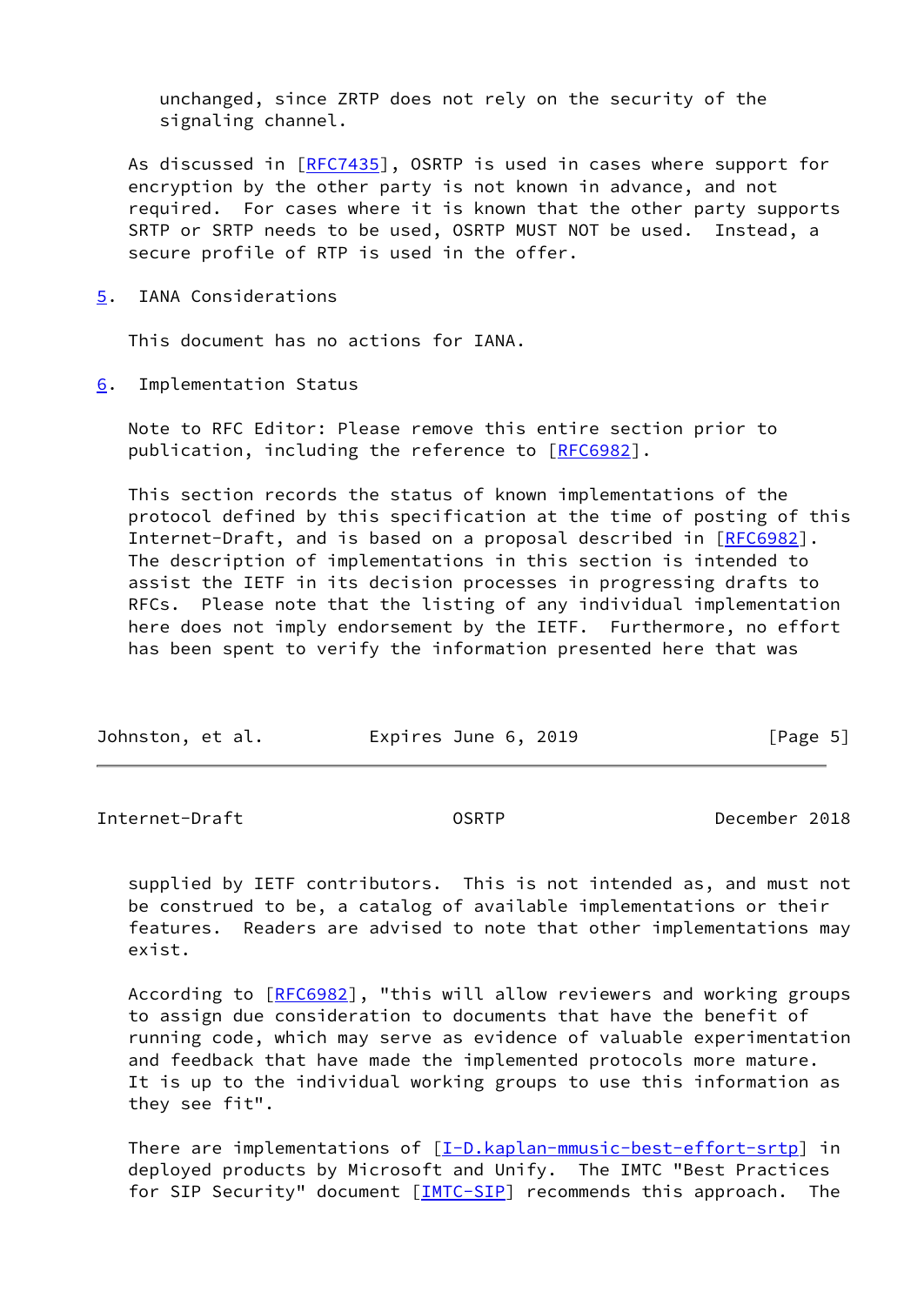unchanged, since ZRTP does not rely on the security of the signaling channel.

As discussed in [RFC7435], OSRTP is used in cases where support for encryption by the other party is not known in advance, and not required. For cases where it is known that the other party supports SRTP or SRTP needs to be used, OSRTP MUST NOT be used. Instead, a secure profile of RTP is used in the offer.

## 5. IANA Considerations

This document has no actions for IANA.

## 6. Implementation Status

Note to RFC Editor: Please remove this entire section prior to publication, including the reference to [RFC6982].

This section records the status of known implementations of the protocol defined by this specification at the time of posting of this Internet-Draft, and is based on a proposal described in [RFC6982]. The description of implementations in this section is intended to assist the IETF in its decision processes in progressing drafts to RFCs. Please note that the listing of any individual implementation here does not imply endorsement by the IETF. Furthermore, no effort has been spent to verify the information presented here that was supplied by IETF contributors. This is not intended as, and must not be construed to be, a catalog of available implementations or their features. Readers are advised to note that other implementations may exist.

According to [RFC6982], "this will allow reviewers and working groups to assign due consideration to documents that have the benefit of running code, which may serve as evidence of valuable experimentation and feedback that have made the implemented protocols more mature. It is up to the individual working groups to use this information as they see fit".

There are implementations of [I-D.kaplan-mmusic-best-effort-srtp] in deployed products by Microsoft and Unify. The IMTC "Best Practices for SIP Security" document [IMTC-SIP] recommends this approach. The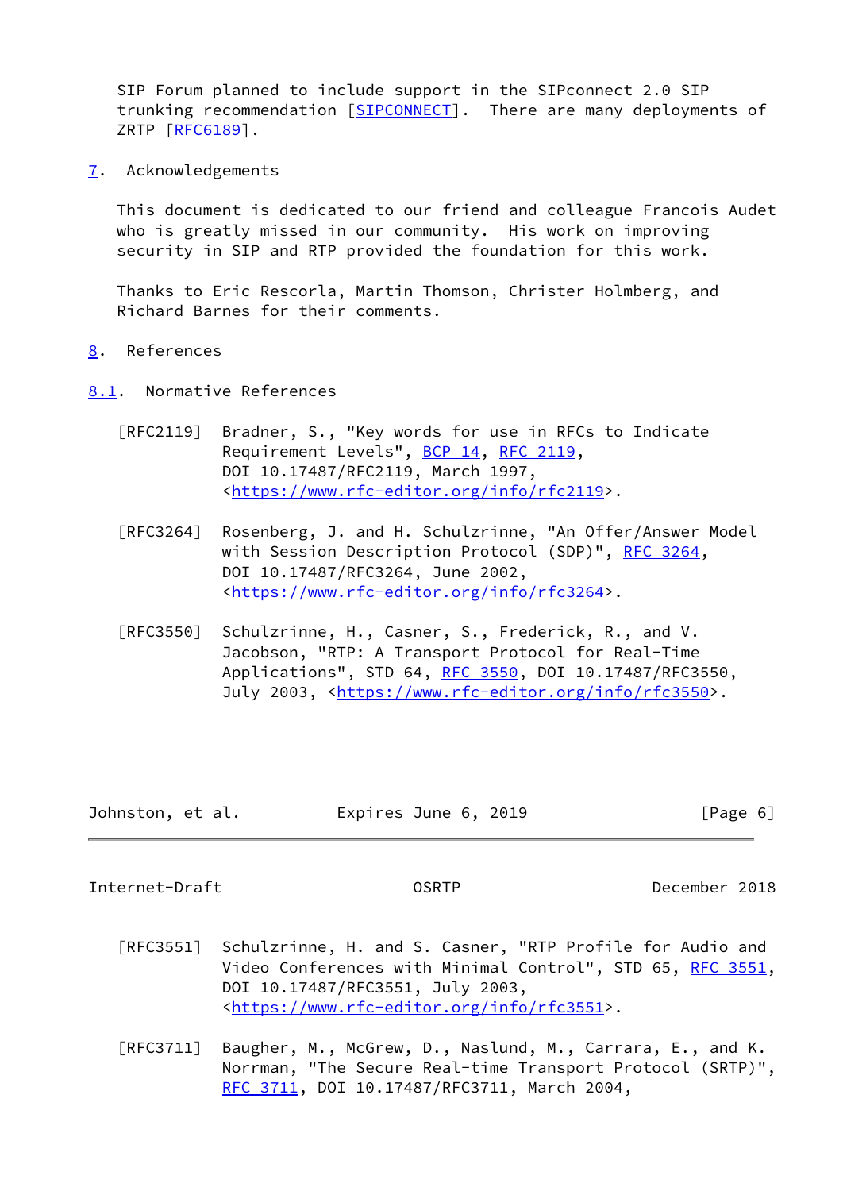SIP Forum planned to include support in the SIPconnect 2.0 SIP trunking recommendation [SIPCONNECT]. There are many deployments of ZRTP [RFC6189].

## 7. Acknowledgements

This document is dedicated to our friend and colleague Francois Audet who is greatly missed in our community. His work on improving security in SIP and RTP provided the foundation for this work.

Thanks to Eric Rescorla, Martin Thomson, Christer Holmberg, and Richard Barnes for their comments.

## 8. References

### 8.1. Normative References

[RFC2119] Bradner, S., "Key words for use in RFCs to Indicate Requirement Levels", BCP 14, RFC 2119, DOI 10.17487/RFC2119, March 1997, <https://www.rfc-editor.org/info/rfc2119>.

[RFC3264] Rosenberg, J. and H. Schulzrinne, "An Offer/Answer Model with Session Description Protocol (SDP)", RFC 3264, DOI 10.17487/RFC3264, June 2002, <https://www.rfc-editor.org/info/rfc3264>.

[RFC3550] Schulzrinne, H., Casner, S., Frederick, R., and V. Jacobson, "RTP: A Transport Protocol for Real-Time Applications", STD 64, RFC 3550, DOI 10.17487/RFC3550, July 2003, <https://www.rfc-editor.org/info/rfc3550>.

[RFC3551] Schulzrinne, H. and S. Casner, "RTP Profile for Audio and Video Conferences with Minimal Control", STD 65, RFC 3551, DOI 10.17487/RFC3551, July 2003, <https://www.rfc-editor.org/info/rfc3551>.

[RFC3711] Baugher, M., McGrew, D., Naslund, M., Carrara, E., and K. Norrman, "The Secure Real-time Transport Protocol (SRTP)", RFC 3711, DOI 10.17487/RFC3711, March 2004,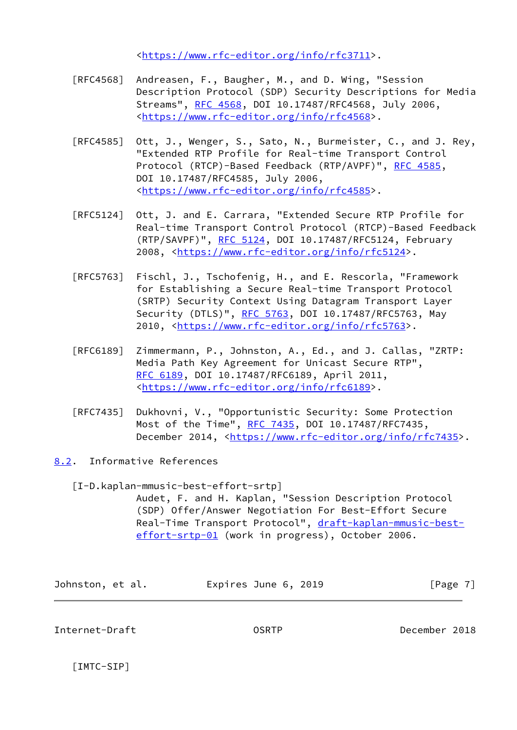<https://www.rfc-editor.org/info/rfc3711>.

[RFC4568] Andreasen, F., Baugher, M., and D. Wing, "Session Description Protocol (SDP) Security Descriptions for Media Streams", RFC 4568, DOI 10.17487/RFC4568, July 2006, <https://www.rfc-editor.org/info/rfc4568>.

[RFC4585] Ott, J., Wenger, S., Sato, N., Burmeister, C., and J. Rey, "Extended RTP Profile for Real-time Transport Control Protocol (RTCP)-Based Feedback (RTP/AVPF)", RFC 4585, DOI 10.17487/RFC4585, July 2006, <https://www.rfc-editor.org/info/rfc4585>.

[RFC5124] Ott, J. and E. Carrara, "Extended Secure RTP Profile for Real-time Transport Control Protocol (RTCP)-Based Feedback (RTP/SAVPF)", RFC 5124, DOI 10.17487/RFC5124, February 2008, <https://www.rfc-editor.org/info/rfc5124>.

[RFC5763] Fischl, J., Tschofenig, H., and E. Rescorla, "Framework for Establishing a Secure Real-time Transport Protocol (SRTP) Security Context Using Datagram Transport Layer Security (DTLS)", RFC 5763, DOI 10.17487/RFC5763, May 2010, <https://www.rfc-editor.org/info/rfc5763>.

[RFC6189] Zimmermann, P., Johnston, A., Ed., and J. Callas, "ZRTP: Media Path Key Agreement for Unicast Secure RTP", RFC 6189, DOI 10.17487/RFC6189, April 2011, <https://www.rfc-editor.org/info/rfc6189>.

[RFC7435] Dukhovni, V., "Opportunistic Security: Some Protection Most of the Time", RFC 7435, DOI 10.17487/RFC7435, December 2014, <https://www.rfc-editor.org/info/rfc7435>.

## 8.2. Informative References

[I-D.kaplan-mmusic-best-effort-srtp]
Audet, F. and H. Kaplan, "Session Description Protocol (SDP) Offer/Answer Negotiation For Best-Effort Secure Real-Time Transport Protocol", draft-kaplan-mmusic-best-effort-srtp-01 (work in progress), October 2006.

[IMTC-SIP]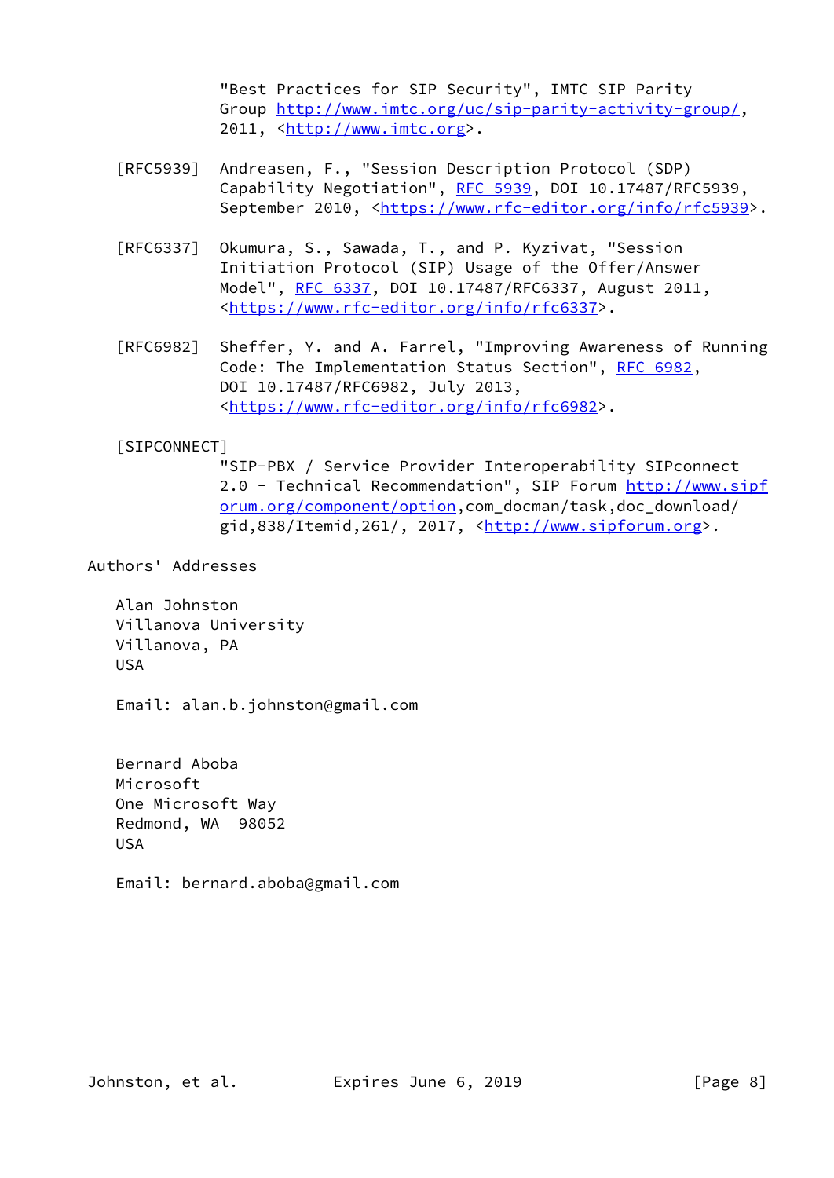"Best Practices for SIP Security", IMTC SIP Parity Group http://www.imtc.org/uc/sip-parity-activity-group/, 2011, <http://www.imtc.org>.

[RFC5939] Andreasen, F., "Session Description Protocol (SDP) Capability Negotiation", RFC 5939, DOI 10.17487/RFC5939, September 2010, <https://www.rfc-editor.org/info/rfc5939>.

[RFC6337] Okumura, S., Sawada, T., and P. Kyzivat, "Session Initiation Protocol (SIP) Usage of the Offer/Answer Model", RFC 6337, DOI 10.17487/RFC6337, August 2011, <https://www.rfc-editor.org/info/rfc6337>.

[RFC6982] Sheffer, Y. and A. Farrel, "Improving Awareness of Running Code: The Implementation Status Section", RFC 6982, DOI 10.17487/RFC6982, July 2013, <https://www.rfc-editor.org/info/rfc6982>.

[SIPCONNECT] "SIP-PBX / Service Provider Interoperability SIPconnect 2.0 - Technical Recommendation", SIP Forum http://www.sipforum.org/component/option,com_docman/task,doc_download/gid,838/Itemid,261/, 2017, <http://www.sipforum.org>.

# Authors' Addresses

Alan Johnston
Villanova University
Villanova, PA
USA

Email: alan.b.johnston@gmail.com

Bernard Aboba
Microsoft
One Microsoft Way
Redmond, WA 98052
USA

Email: bernard.aboba@gmail.com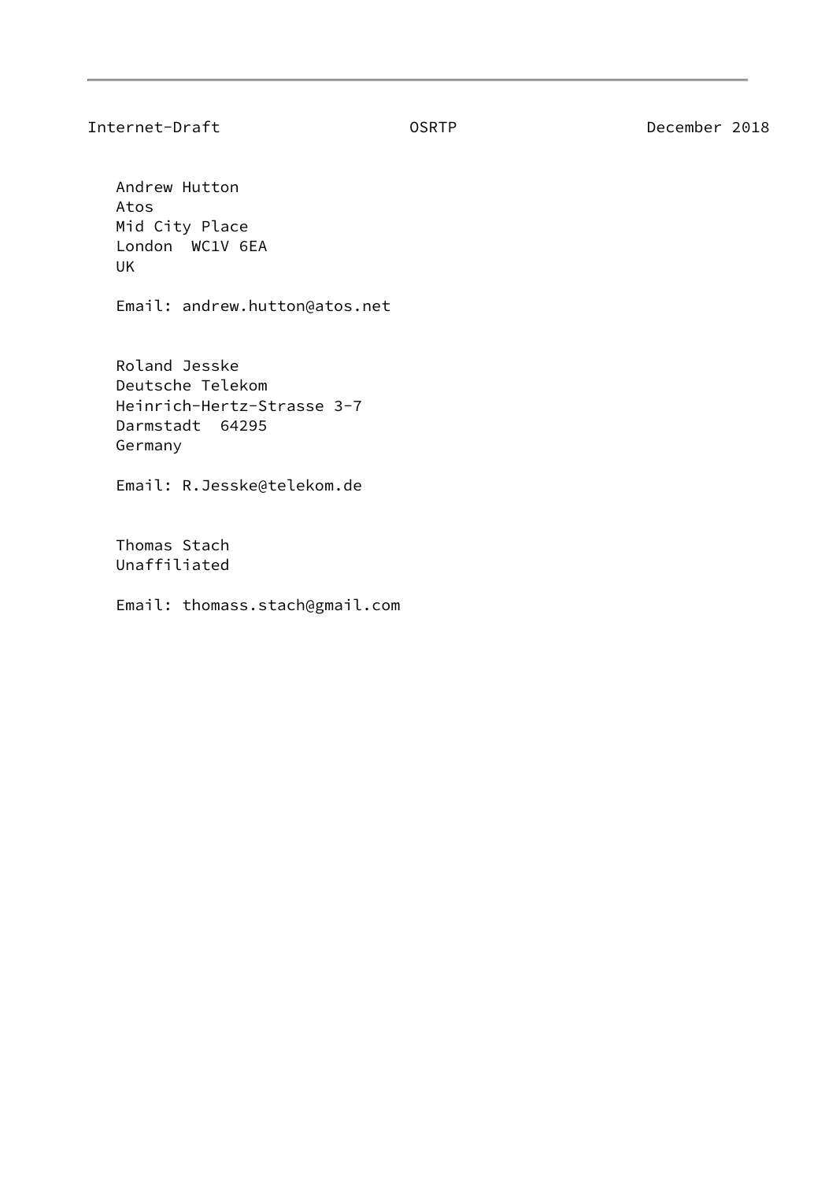Andrew Hutton
Atos
Mid City Place
London  WC1V 6EA
UK

Email: andrew.hutton@atos.net

Roland Jesske
Deutsche Telekom
Heinrich-Hertz-Strasse 3-7
Darmstadt  64295
Germany

Email: R.Jesske@telekom.de

Thomas Stach
Unaffiliated

Email: thomass.stach@gmail.com